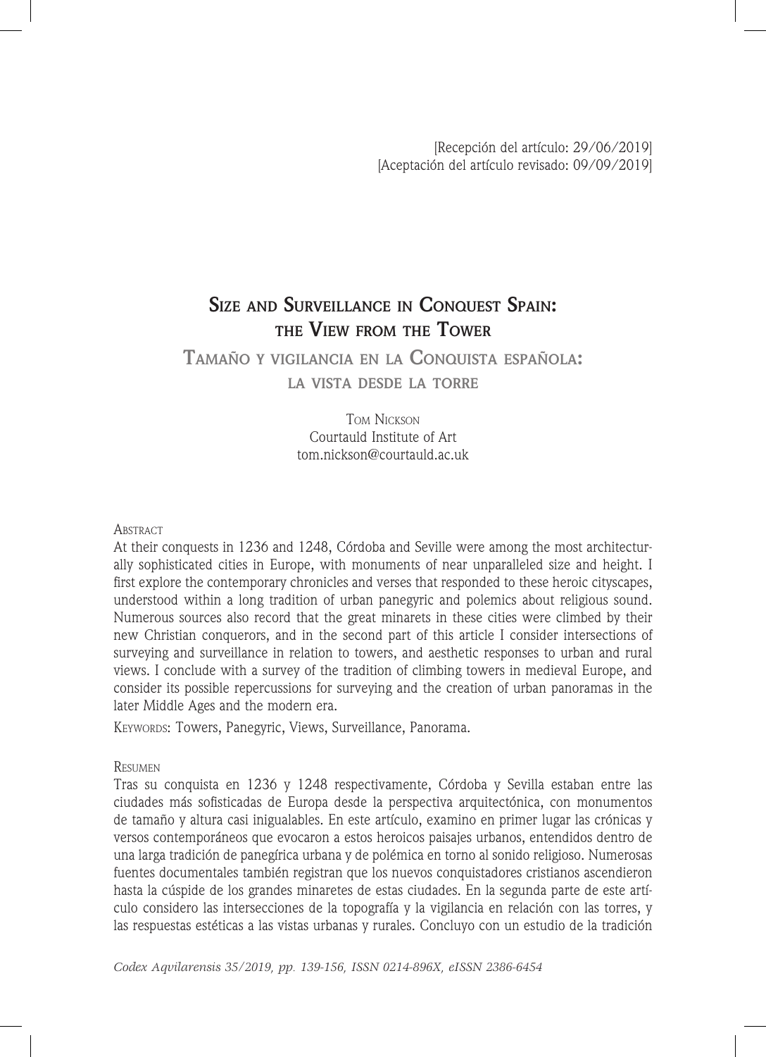[Recepción del artículo: 29/06/2019]
[Aceptación del artículo revisado: 09/09/2019]

# Size and Surveillance in Conquest Spain: the View from the Tower

## Tamaño y vigilancia en la Conquista española: la vista desde la torre

Tom Nickson
Courtauld Institute of Art
tom.nickson@courtauld.ac.uk

Abstract

At their conquests in 1236 and 1248, Córdoba and Seville were among the most architecturally sophisticated cities in Europe, with monuments of near unparalleled size and height. I first explore the contemporary chronicles and verses that responded to these heroic cityscapes, understood within a long tradition of urban panegyric and polemics about religious sound. Numerous sources also record that the great minarets in these cities were climbed by their new Christian conquerors, and in the second part of this article I consider intersections of surveying and surveillance in relation to towers, and aesthetic responses to urban and rural views. I conclude with a survey of the tradition of climbing towers in medieval Europe, and consider its possible repercussions for surveying and the creation of urban panoramas in the later Middle Ages and the modern era.

Keywords: Towers, Panegyric, Views, Surveillance, Panorama.

Resumen

Tras su conquista en 1236 y 1248 respectivamente, Córdoba y Sevilla estaban entre las ciudades más sofisticadas de Europa desde la perspectiva arquitectónica, con monumentos de tamaño y altura casi inigualables. En este artículo, examino en primer lugar las crónicas y versos contemporáneos que evocaron a estos heroicos paisajes urbanos, entendidos dentro de una larga tradición de panegírica urbana y de polémica en torno al sonido religioso. Numerosas fuentes documentales también registran que los nuevos conquistadores cristianos ascendieron hasta la cúspide de los grandes minaretes de estas ciudades. En la segunda parte de este artículo considero las intersecciones de la topografía y la vigilancia en relación con las torres, y las respuestas estéticas a las vistas urbanas y rurales. Concluyo con un estudio de la tradición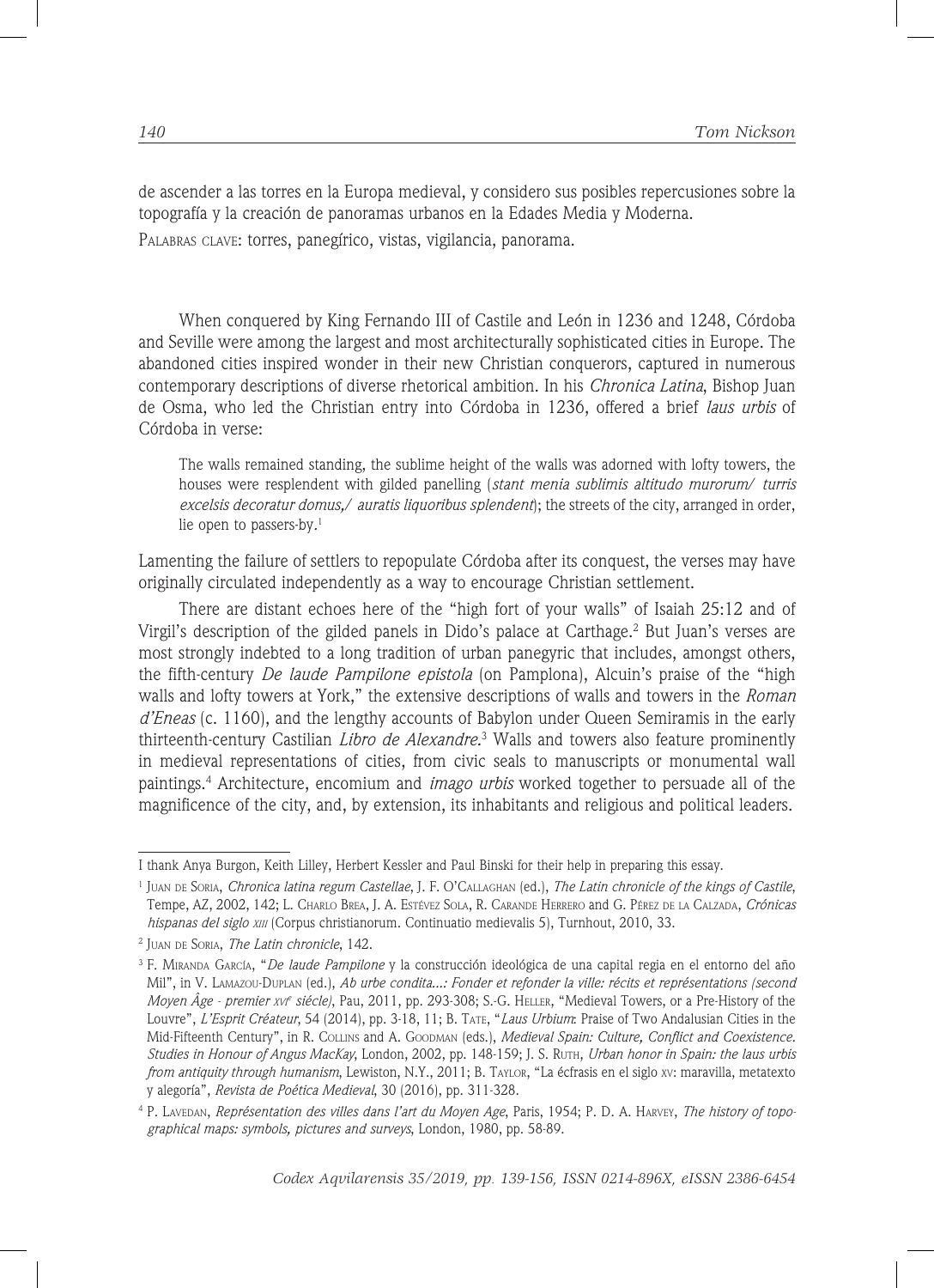de ascender a las torres en la Europa medieval, y considero sus posibles repercusiones sobre la topografía y la creación de panoramas urbanos en la Edades Media y Moderna.

Palabras clave: torres, panegírico, vistas, vigilancia, panorama.

When conquered by King Fernando III of Castile and León in 1236 and 1248, Córdoba and Seville were among the largest and most architecturally sophisticated cities in Europe. The abandoned cities inspired wonder in their new Christian conquerors, captured in numerous contemporary descriptions of diverse rhetorical ambition. In his *Chronica Latina*, Bishop Juan de Osma, who led the Christian entry into Córdoba in 1236, offered a brief *laus urbis* of Córdoba in verse:

> The walls remained standing, the sublime height of the walls was adorned with lofty towers, the houses were resplendent with gilded panelling (*stant menia sublimis altitudo murorum/ turris excelsis decoratur domus,/ auratis liquoribus splendent*); the streets of the city, arranged in order, lie open to passers-by.[1]

Lamenting the failure of settlers to repopulate Córdoba after its conquest, the verses may have originally circulated independently as a way to encourage Christian settlement.

There are distant echoes here of the "high fort of your walls" of Isaiah 25:12 and of Virgil's description of the gilded panels in Dido's palace at Carthage.[2] But Juan's verses are most strongly indebted to a long tradition of urban panegyric that includes, amongst others, the fifth-century *De laude Pampilone epistola* (on Pamplona), Alcuin's praise of the "high walls and lofty towers at York," the extensive descriptions of walls and towers in the *Roman d'Eneas* (c. 1160), and the lengthy accounts of Babylon under Queen Semiramis in the early thirteenth-century Castilian *Libro de Alexandre*.[3] Walls and towers also feature prominently in medieval representations of cities, from civic seals to manuscripts or monumental wall paintings.[4] Architecture, encomium and *imago urbis* worked together to persuade all of the magnificence of the city, and, by extension, its inhabitants and religious and political leaders.

---

I thank Anya Burgon, Keith Lilley, Herbert Kessler and Paul Binski for their help in preparing this essay.

[1] Juan de Soria, *Chronica latina regum Castellae*, J. F. O'Callaghan (ed.), *The Latin chronicle of the kings of Castile*, Tempe, AZ, 2002, 142; L. Charlo Brea, J. A. Estévez Sola, R. Carande Herrero and G. Pérez de la Calzada, *Crónicas hispanas del siglo xiii* (Corpus christianorum. Continuatio medievalis 5), Turnhout, 2010, 33.

[2] Juan de Soria, *The Latin chronicle*, 142.

[3] F. Miranda García, "*De laude Pampilone* y la construcción ideológica de una capital regia en el entorno del año Mil", in V. Lamazou-Duplan (ed.), *Ab urbe condita...: Fonder et refonder la ville: récits et représentations (second Moyen Âge - premier xvie siécle)*, Pau, 2011, pp. 293-308; S.-G. Heller, "Medieval Towers, or a Pre-History of the Louvre", *L'Esprit Créateur*, 54 (2014), pp. 3-18, 11; B. Tate, "*Laus Urbium*: Praise of Two Andalusian Cities in the Mid-Fifteenth Century", in R. Collins and A. Goodman (eds.), *Medieval Spain: Culture, Conflict and Coexistence. Studies in Honour of Angus MacKay*, London, 2002, pp. 148-159; J. S. Ruth, *Urban honor in Spain: the laus urbis from antiquity through humanism*, Lewiston, N.Y., 2011; B. Taylor, "La écfrasis en el siglo xv: maravilla, metatexto y alegoría", *Revista de Poética Medieval*, 30 (2016), pp. 311-328.

[4] P. Lavedan, *Représentation des villes dans l'art du Moyen Age*, Paris, 1954; P. D. A. Harvey, *The history of topographical maps: symbols, pictures and surveys*, London, 1980, pp. 58-89.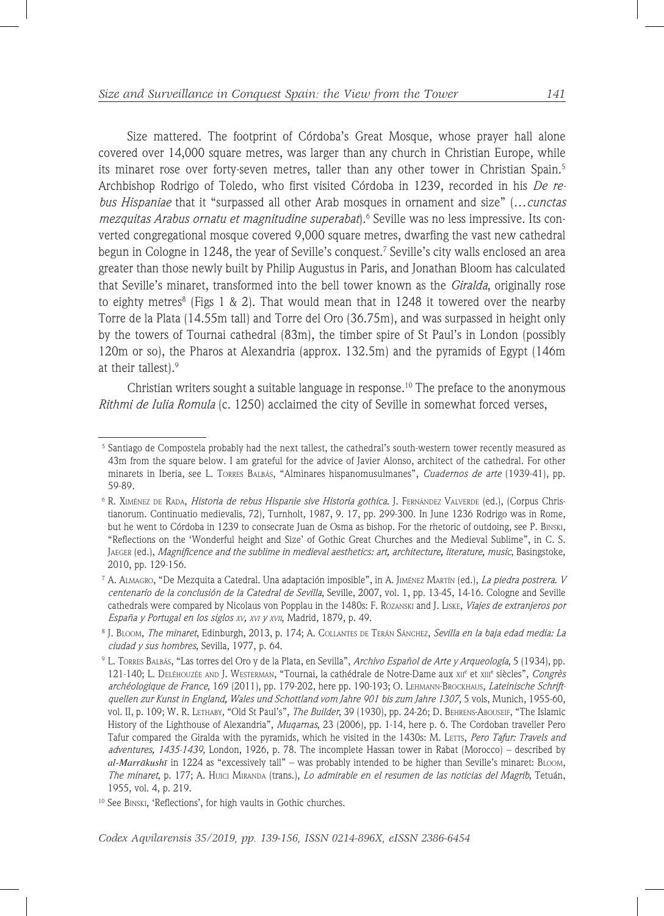Size mattered. The footprint of Córdoba's Great Mosque, whose prayer hall alone covered over 14,000 square metres, was larger than any church in Christian Europe, while its minaret rose over forty-seven metres, taller than any other tower in Christian Spain.[5] Archbishop Rodrigo of Toledo, who first visited Córdoba in 1239, recorded in his *De rebus Hispaniae* that it "surpassed all other Arab mosques in ornament and size" (…*cunctas mezquitas Arabus ornatu et magnitudine superabat*).[6] Seville was no less impressive. Its converted congregational mosque covered 9,000 square metres, dwarfing the vast new cathedral begun in Cologne in 1248, the year of Seville's conquest.[7] Seville's city walls enclosed an area greater than those newly built by Philip Augustus in Paris, and Jonathan Bloom has calculated that Seville's minaret, transformed into the bell tower known as the *Giralda*, originally rose to eighty metres[8] (Figs 1 & 2). That would mean that in 1248 it towered over the nearby Torre de la Plata (14.55m tall) and Torre del Oro (36.75m), and was surpassed in height only by the towers of Tournai cathedral (83m), the timber spire of St Paul's in London (possibly 120m or so), the Pharos at Alexandria (approx. 132.5m) and the pyramids of Egypt (146m at their tallest).[9]

Christian writers sought a suitable language in response.[10] The preface to the anonymous *Rithmi de Iulia Romula* (c. 1250) acclaimed the city of Seville in somewhat forced verses,

---

[5] Santiago de Compostela probably had the next tallest, the cathedral's south-western tower recently measured as 43m from the square below. I am grateful for the advice of Javier Alonso, architect of the cathedral. For other minarets in Iberia, see L. Torres Balbás, "Alminares hispanomusulmanes", *Cuadernos de arte* (1939-41), pp. 59-89.

[6] R. Ximénez de Rada, *Historia de rebus Hispanie sive Historia gothica*. J. Fernández Valverde (ed.), (Corpus Christianorum. Continuatio medievalis, 72), Turnholt, 1987, 9. 17, pp. 299-300. In June 1236 Rodrigo was in Rome, but he went to Córdoba in 1239 to consecrate Juan de Osma as bishop. For the rhetoric of outdoing, see P. Binski, "Reflections on the 'Wonderful height and Size' of Gothic Great Churches and the Medieval Sublime", in C. S. Jaeger (ed.), *Magnificence and the sublime in medieval aesthetics: art, architecture, literature, music*, Basingstoke, 2010, pp. 129-156.

[7] A. Almagro, "De Mezquita a Catedral. Una adaptación imposible", in A. Jiménez Martín (ed.), *La piedra postrera. V centenario de la conclusión de la Catedral de Sevilla*, Seville, 2007, vol. 1, pp. 13-45, 14-16. Cologne and Seville cathedrals were compared by Nicolaus von Popplau in the 1480s: F. Rozanski and J. Liske, *Viajes de extranjeros por España y Portugal en los siglos xv, xvi y xvii*, Madrid, 1879, p. 49.

[8] J. Bloom, *The minaret*, Edinburgh, 2013, p. 174; A. Collantes de Terán Sánchez, *Sevilla en la baja edad media: La ciudad y sus hombres*, Sevilla, 1977, p. 64.

[9] L. Torres Balbás, "Las torres del Oro y de la Plata, en Sevilla", *Archivo Español de Arte y Arqueología*, 5 (1934), pp. 121-140; L. Deléhouzée and J. Westerman, "Tournai, la cathédrale de Notre-Dame aux xii[e] et xiii[e] siècles", *Congrès archéologique de France*, 169 (2011), pp. 179-202, here pp. 190-193; O. Lehmann-Brockhaus, *Lateinische Schriftquellen zur Kunst in England, Wales und Schottland vom Jahre 901 bis zum Jahre 1307*, 5 vols, Munich, 1955-60, vol. II, p. 109; W. R. Lethaby, "Old St Paul's", *The Builder*, 39 (1930), pp. 24-26; D. Behrens-Abouseif, "The Islamic History of the Lighthouse of Alexandria", *Muqarnas*, 23 (2006), pp. 1-14, here p. 6. The Cordoban traveller Pero Tafur compared the Giralda with the pyramids, which he visited in the 1430s: M. Letts, *Pero Tafur: Travels and adventures, 1435-1439*, London, 1926, p. 78. The incomplete Hassan tower in Rabat (Morocco) – described by *al-Marrākushī* in 1224 as "excessively tall" – was probably intended to be higher than Seville's minaret: Bloom, *The minaret*, p. 177; A. Huici Miranda (trans.), *Lo admirable en el resumen de las noticias del Magrib*, Tetuán, 1955, vol. 4, p. 219.

[10] See Binski, 'Reflections', for high vaults in Gothic churches.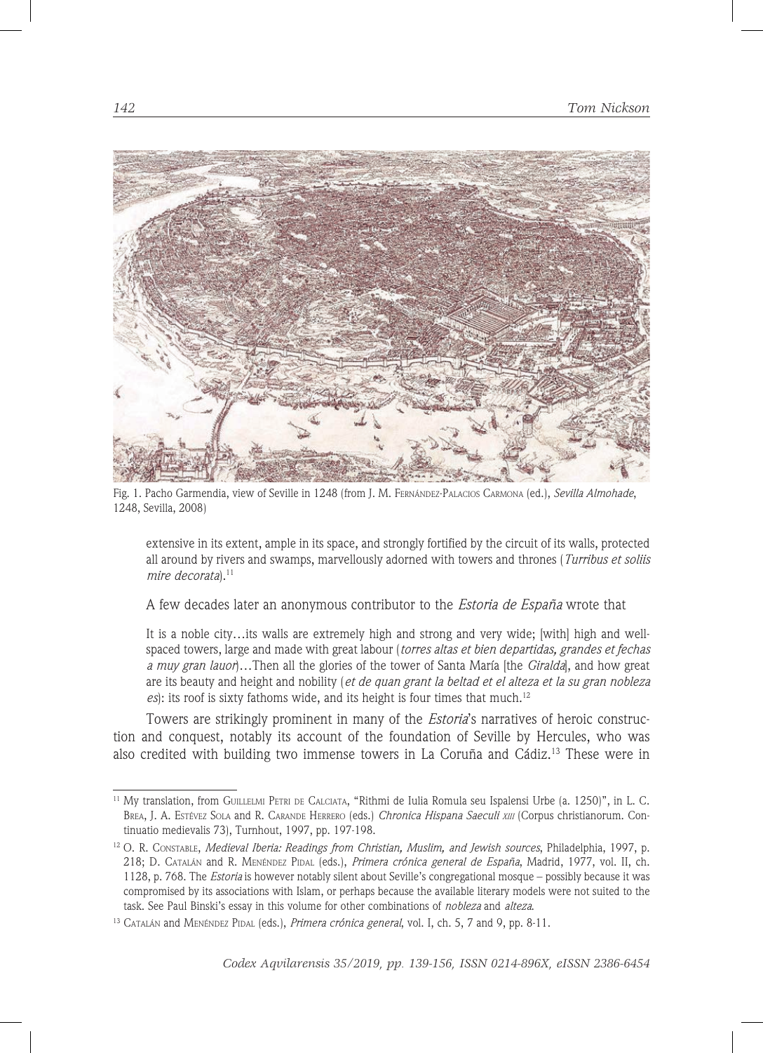Fig. 1. Pacho Garmendia, view of Seville in 1248 (from J. M. Fernández-Palacios Carmona (ed.), *Sevilla Almohade*, 1248, Sevilla, 2008)

> extensive in its extent, ample in its space, and strongly fortified by the circuit of its walls, protected all around by rivers and swamps, marvellously adorned with towers and thrones (*Turribus et soliis mire decorata*).[11]

A few decades later an anonymous contributor to the *Estoria de España* wrote that

> It is a noble city…its walls are extremely high and strong and very wide; [with] high and well-spaced towers, large and made with great labour (*torres altas et bien departidas, grandes et fechas a muy gran lauor*)…Then all the glories of the tower of Santa María [the *Giralda*], and how great are its beauty and height and nobility (*et de quan grant la beltad et el alteza et la su gran nobleza es*): its roof is sixty fathoms wide, and its height is four times that much.[12]

Towers are strikingly prominent in many of the *Estoria*'s narratives of heroic construction and conquest, notably its account of the foundation of Seville by Hercules, who was also credited with building two immense towers in La Coruña and Cádiz.[13] These were in

---

[11] My translation, from Guillelmi Petri de Calciata, "Rithmi de Iulia Romula seu Ispalensi Urbe (a. 1250)", in L. C. Brea, J. A. Estévez Sola and R. Carande Herrero (eds.) *Chronica Hispana Saeculi XIII* (Corpus christianorum. Continuatio medievalis 73), Turnhout, 1997, pp. 197-198.

[12] O. R. Constable, *Medieval Iberia: Readings from Christian, Muslim, and Jewish sources*, Philadelphia, 1997, p. 218; D. Catalán and R. Menéndez Pidal (eds.), *Primera crónica general de España*, Madrid, 1977, vol. II, ch. 1128, p. 768. The *Estoria* is however notably silent about Seville's congregational mosque – possibly because it was compromised by its associations with Islam, or perhaps because the available literary models were not suited to the task. See Paul Binski's essay in this volume for other combinations of *nobleza* and *alteza*.

[13] Catalán and Menéndez Pidal (eds.), *Primera crónica general*, vol. I, ch. 5, 7 and 9, pp. 8-11.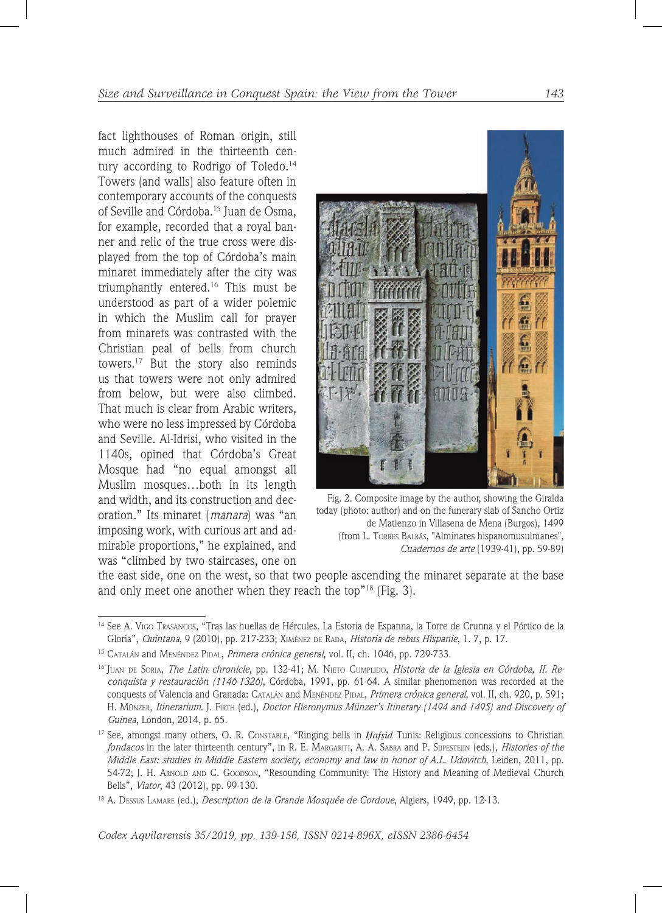fact lighthouses of Roman origin, still much admired in the thirteenth century according to Rodrigo of Toledo.[14] Towers (and walls) also feature often in contemporary accounts of the conquests of Seville and Córdoba.[15] Juan de Osma, for example, recorded that a royal banner and relic of the true cross were displayed from the top of Córdoba's main minaret immediately after the city was triumphantly entered.[16] This must be understood as part of a wider polemic in which the Muslim call for prayer from minarets was contrasted with the Christian peal of bells from church towers.[17] But the story also reminds us that towers were not only admired from below, but were also climbed. That much is clear from Arabic writers, who were no less impressed by Córdoba and Seville. Al-Idrisi, who visited in the 1140s, opined that Córdoba's Great Mosque had "no equal amongst all Muslim mosques…both in its length and width, and its construction and decoration." Its minaret (*manara*) was "an imposing work, with curious art and admirable proportions," he explained, and was "climbed by two staircases, one on the east side, one on the west, so that two people ascending the minaret separate at the base and only meet one another when they reach the top"[18] (Fig. 3).

Fig. 2. Composite image by the author, showing the Giralda today (photo: author) and on the funerary slab of Sancho Ortiz de Matienzo in Villasena de Mena (Burgos), 1499 (from L. Torres Balbás, "Alminares hispanomusulmanes", *Cuadernos de arte* (1939-41), pp. 59-89)

[14] See A. Vigo Trasancos, "Tras las huellas de Hércules. La Estoria de Espanna, la Torre de Crunna y el Pórtico de la Gloria", *Quintana*, 9 (2010), pp. 217-233; Ximénez de Rada, *Historia de rebus Hispanie*, 1. 7, p. 17.

[15] Catalán and Menéndez Pidal, *Primera crónica general*, vol. II, ch. 1046, pp. 729-733.

[16] Juan de Soria, *The Latin chronicle*, pp. 132-41; M. Nieto Cumplido, *Historia de la Iglesia en Córdoba, II. Reconquista y restauraciòn (1146-1326)*, Córdoba, 1991, pp. 61-64. A similar phenomenon was recorded at the conquests of Valencia and Granada: Catalán and Menéndez Pidal, *Primera crónica general*, vol. II, ch. 920, p. 591; H. Münzer, *Itinerarium*. J. Firth (ed.), *Doctor Hieronymus Münzer's Itinerary (1494 and 1495) and Discovery of Guinea*, London, 2014, p. 65.

[17] See, amongst many others, O. R. Constable, "Ringing bells in *Ḥafṣid* Tunis: Religious concessions to Christian *fondacos* in the later thirteenth century", in R. E. Margariti, A. A. Sabra and P. Sijpesteijn (eds.), *Histories of the Middle East: studies in Middle Eastern society, economy and law in honor of A.L. Udovitch*, Leiden, 2011, pp. 54-72; J. H. Arnold and C. Goodson, "Resounding Community: The History and Meaning of Medieval Church Bells", *Viator*, 43 (2012), pp. 99-130.

[18] A. Dessus Lamare (ed.), *Description de la Grande Mosquée de Cordoue*, Algiers, 1949, pp. 12-13.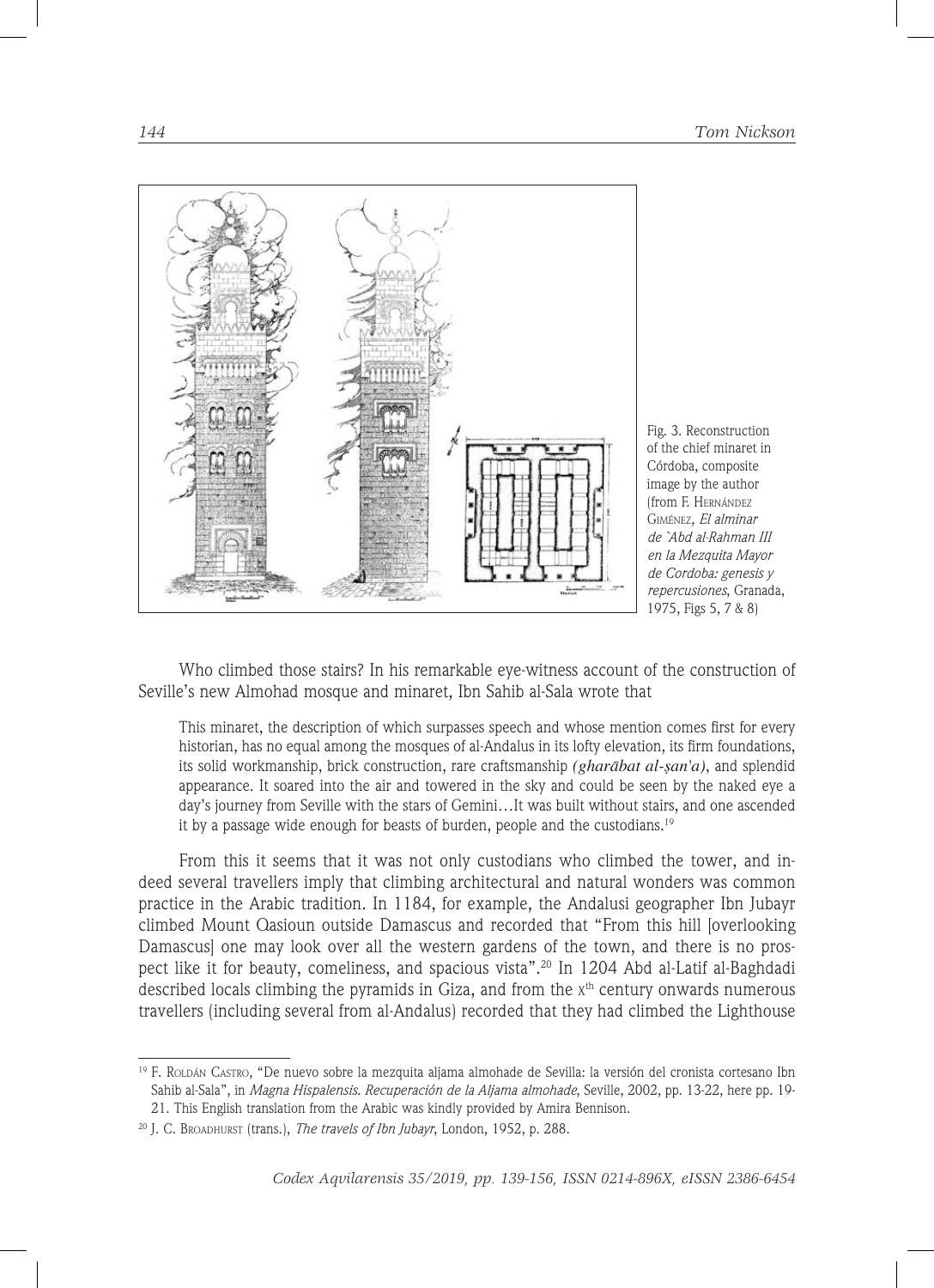Fig. 3. Reconstruction of the chief minaret in Córdoba, composite image by the author (from F. Hernández Giménez, *El alminar de `Abd al-Rahman III en la Mezquita Mayor de Cordoba: genesis y repercusiones*, Granada, 1975, Figs 5, 7 & 8)

Who climbed those stairs? In his remarkable eye-witness account of the construction of Seville's new Almohad mosque and minaret, Ibn Sahib al-Sala wrote that

> This minaret, the description of which surpasses speech and whose mention comes first for every historian, has no equal among the mosques of al-Andalus in its lofty elevation, its firm foundations, its solid workmanship, brick construction, rare craftsmanship *(gharābat al-ṣan'a)*, and splendid appearance. It soared into the air and towered in the sky and could be seen by the naked eye a day's journey from Seville with the stars of Gemini…It was built without stairs, and one ascended it by a passage wide enough for beasts of burden, people and the custodians.[19]

From this it seems that it was not only custodians who climbed the tower, and indeed several travellers imply that climbing architectural and natural wonders was common practice in the Arabic tradition. In 1184, for example, the Andalusi geographer Ibn Jubayr climbed Mount Qasioun outside Damascus and recorded that "From this hill [overlooking Damascus] one may look over all the western gardens of the town, and there is no prospect like it for beauty, comeliness, and spacious vista".[20] In 1204 Abd al-Latif al-Baghdadi described locals climbing the pyramids in Giza, and from the x[th] century onwards numerous travellers (including several from al-Andalus) recorded that they had climbed the Lighthouse

[19] F. Roldán Castro, "De nuevo sobre la mezquita aljama almohade de Sevilla: la versión del cronista cortesano Ibn Sahib al-Sala", in *Magna Hispalensis. Recuperación de la Aljama almohade*, Seville, 2002, pp. 13-22, here pp. 19-21. This English translation from the Arabic was kindly provided by Amira Bennison.

[20] J. C. Broadhurst (trans.), *The travels of Ibn Jubayr*, London, 1952, p. 288.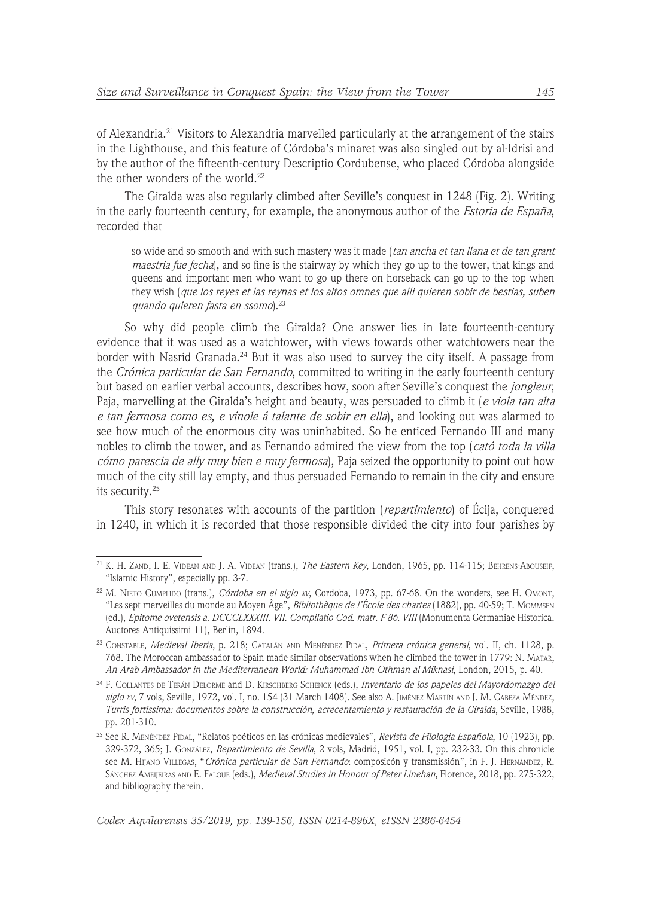of Alexandria.[21] Visitors to Alexandria marvelled particularly at the arrangement of the stairs in the Lighthouse, and this feature of Córdoba's minaret was also singled out by al-Idrisi and by the author of the fifteenth-century Descriptio Cordubense, who placed Córdoba alongside the other wonders of the world.[22]

The Giralda was also regularly climbed after Seville's conquest in 1248 (Fig. 2). Writing in the early fourteenth century, for example, the anonymous author of the *Estoria de España*, recorded that

> so wide and so smooth and with such mastery was it made (*tan ancha et tan llana et de tan grant maestria fue fecha*), and so fine is the stairway by which they go up to the tower, that kings and queens and important men who want to go up there on horseback can go up to the top when they wish (*que los reyes et las reynas et los altos omnes que alli quieren sobir de bestias, suben quando quieren fasta en ssomo*).[23]

So why did people climb the Giralda? One answer lies in late fourteenth-century evidence that it was used as a watchtower, with views towards other watchtowers near the border with Nasrid Granada.[24] But it was also used to survey the city itself. A passage from the *Crónica particular de San Fernando*, committed to writing in the early fourteenth century but based on earlier verbal accounts, describes how, soon after Seville's conquest the *jongleur*, Paja, marvelling at the Giralda's height and beauty, was persuaded to climb it (*e viola tan alta e tan fermosa como es, e vínole á talante de sobir en ella*), and looking out was alarmed to see how much of the enormous city was uninhabited. So he enticed Fernando III and many nobles to climb the tower, and as Fernando admired the view from the top (*cató toda la villa cómo parescia de ally muy bien e muy fermosa*), Paja seized the opportunity to point out how much of the city still lay empty, and thus persuaded Fernando to remain in the city and ensure its security.[25]

This story resonates with accounts of the partition (*repartimiento*) of Écija, conquered in 1240, in which it is recorded that those responsible divided the city into four parishes by

---

[21] K. H. Zand, I. E. Videan and J. A. Videan (trans.), *The Eastern Key*, London, 1965, pp. 114-115; Behrens-Abouseif, "Islamic History", especially pp. 3-7.

[22] M. Nieto Cumplido (trans.), *Córdoba en el siglo xv*, Cordoba, 1973, pp. 67-68. On the wonders, see H. Omont, "Les sept merveilles du monde au Moyen Âge", *Bibliothèque de l'École des chartes* (1882), pp. 40-59; T. Mommsen (ed.), *Epitome ovetensis a. DCCCLXXXIII. VII. Compilatio Cod. matr. F 86. VIII* (Monumenta Germaniae Historica. Auctores Antiquissimi 11), Berlin, 1894.

[23] Constable, *Medieval Iberia*, p. 218; Catalán and Menéndez Pidal, *Primera crónica general*, vol. II, ch. 1128, p. 768. The Moroccan ambassador to Spain made similar observations when he climbed the tower in 1779: N. Matar, *An Arab Ambassador in the Mediterranean World: Muhammad Ibn Othman al-Miknasi*, London, 2015, p. 40.

[24] F. Collantes de Terán Delorme and D. Kirschberg Schenck (eds.), *Inventario de los papeles del Mayordomazgo del siglo xv*, 7 vols, Seville, 1972, vol. I, no. 154 (31 March 1408). See also A. Jiménez Martín and J. M. Cabeza Méndez, *Turris fortissima: documentos sobre la construcción, acrecentamiento y restauración de la Giralda*, Seville, 1988, pp. 201-310.

[25] See R. Menéndez Pidal, "Relatos poéticos en las crónicas medievales", *Revista de Filología Española*, 10 (1923), pp. 329-372, 365; J. González, *Repartimiento de Sevilla*, 2 vols, Madrid, 1951, vol. I, pp. 232-33. On this chronicle see M. Hijano Villegas, "*Crónica particular de San Fernando*: composicón y transmissión", in F. J. Hernández, R. Sánchez Ameijeiras and E. Falque (eds.), *Medieval Studies in Honour of Peter Linehan*, Florence, 2018, pp. 275-322, and bibliography therein.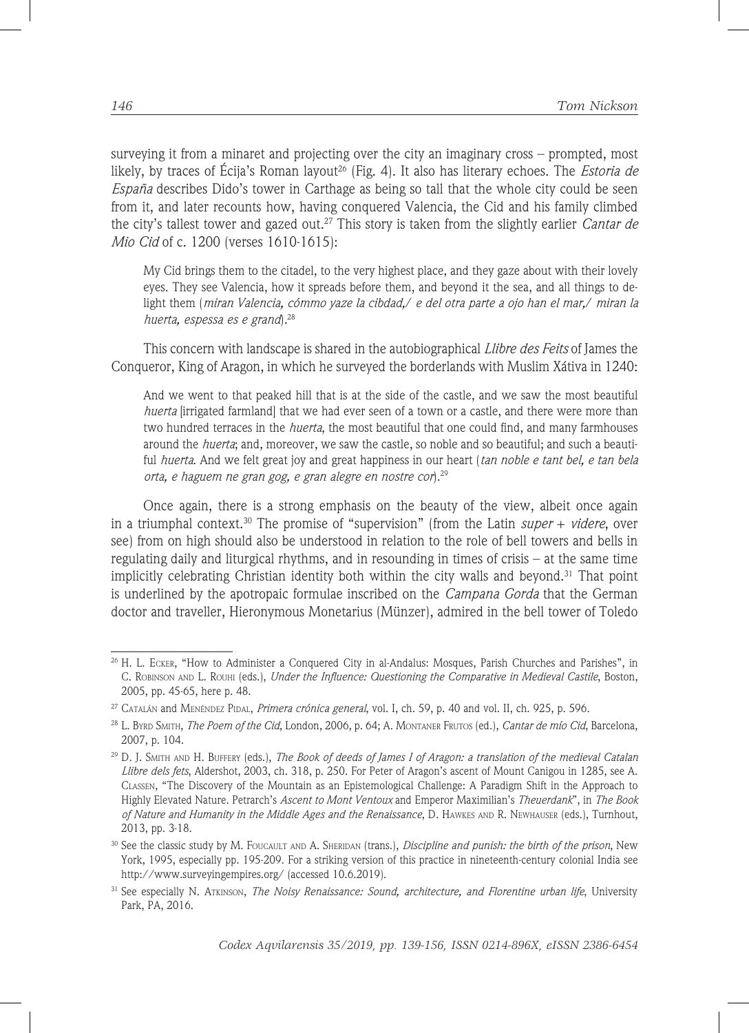surveying it from a minaret and projecting over the city an imaginary cross – prompted, most likely, by traces of Écija's Roman layout[26] (Fig. 4). It also has literary echoes. The *Estoria de España* describes Dido's tower in Carthage as being so tall that the whole city could be seen from it, and later recounts how, having conquered Valencia, the Cid and his family climbed the city's tallest tower and gazed out.[27] This story is taken from the slightly earlier *Cantar de Mio Cid* of c. 1200 (verses 1610-1615):

> My Cid brings them to the citadel, to the very highest place, and they gaze about with their lovely eyes. They see Valencia, how it spreads before them, and beyond it the sea, and all things to delight them (*miran Valencia, cómmo yaze la cibdad,/ e del otra parte a ojo han el mar,/ miran la huerta, espessa es e grand*).[28]

This concern with landscape is shared in the autobiographical *Llibre des Feits* of James the Conqueror, King of Aragon, in which he surveyed the borderlands with Muslim Xátiva in 1240:

> And we went to that peaked hill that is at the side of the castle, and we saw the most beautiful *huerta* [irrigated farmland] that we had ever seen of a town or a castle, and there were more than two hundred terraces in the *huerta*, the most beautiful that one could find, and many farmhouses around the *huerta*; and, moreover, we saw the castle, so noble and so beautiful; and such a beautiful *huerta*. And we felt great joy and great happiness in our heart (*tan noble e tant bel, e tan bela orta, e haguem ne gran gog, e gran alegre en nostre cor*).[29]

Once again, there is a strong emphasis on the beauty of the view, albeit once again in a triumphal context.[30] The promise of "supervision" (from the Latin *super* + *videre*, over see) from on high should also be understood in relation to the role of bell towers and bells in regulating daily and liturgical rhythms, and in resounding in times of crisis – at the same time implicitly celebrating Christian identity both within the city walls and beyond.[31] That point is underlined by the apotropaic formulae inscribed on the *Campana Gorda* that the German doctor and traveller, Hieronymous Monetarius (Münzer), admired in the bell tower of Toledo

---

[26] H. L. Ecker, "How to Administer a Conquered City in al-Andalus: Mosques, Parish Churches and Parishes", in C. Robinson and L. Rouhi (eds.), *Under the Influence: Questioning the Comparative in Medieval Castile*, Boston, 2005, pp. 45-65, here p. 48.

[27] Catalán and Menéndez Pidal, *Primera crónica general*, vol. I, ch. 59, p. 40 and vol. II, ch. 925, p. 596.

[28] L. Byrd Smith, *The Poem of the Cid*, London, 2006, p. 64; A. Montaner Frutos (ed.), *Cantar de mío Cid*, Barcelona, 2007, p. 104.

[29] D. J. Smith and H. Buffery (eds.), *The Book of deeds of James I of Aragon: a translation of the medieval Catalan Llibre dels fets*, Aldershot, 2003, ch. 318, p. 250. For Peter of Aragon's ascent of Mount Canigou in 1285, see A. Classen, "The Discovery of the Mountain as an Epistemological Challenge: A Paradigm Shift in the Approach to Highly Elevated Nature. Petrarch's *Ascent to Mont Ventoux* and Emperor Maximilian's *Theuerdank*", in *The Book of Nature and Humanity in the Middle Ages and the Renaissance*, D. Hawkes and R. Newhauser (eds.), Turnhout, 2013, pp. 3-18.

[30] See the classic study by M. Foucault and A. Sheridan (trans.), *Discipline and punish: the birth of the prison*, New York, 1995, especially pp. 195-209. For a striking version of this practice in nineteenth-century colonial India see http://www.surveyingempires.org/ (accessed 10.6.2019).

[31] See especially N. Atkinson, *The Noisy Renaissance: Sound, architecture, and Florentine urban life*, University Park, PA, 2016.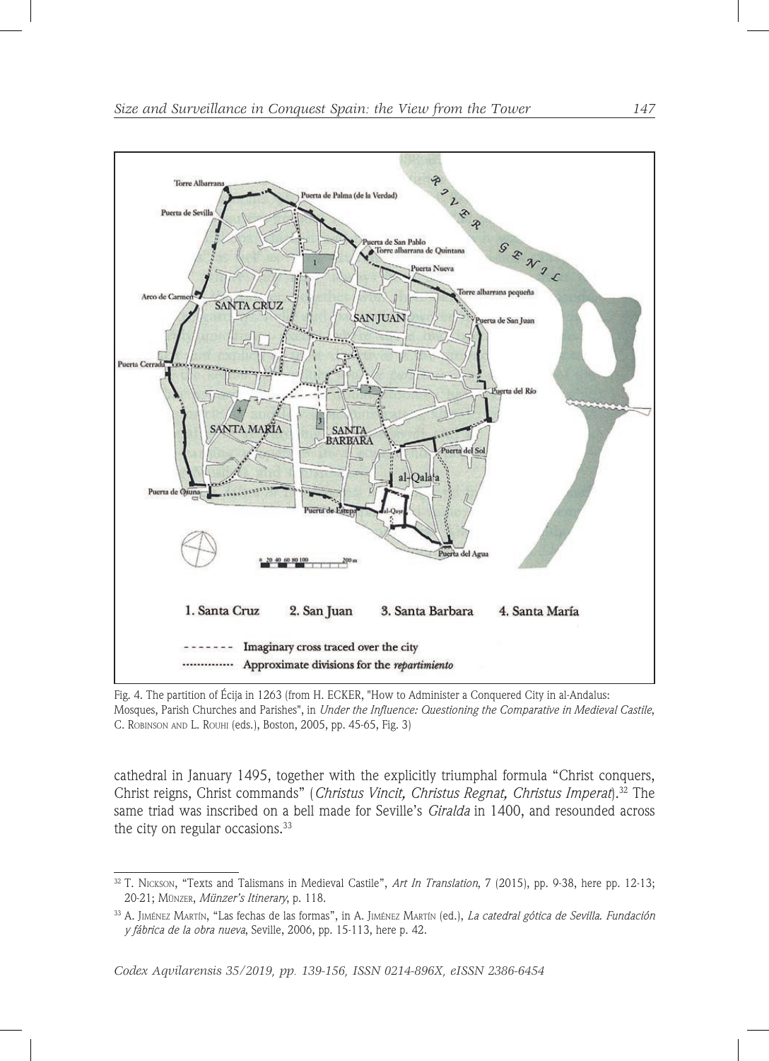Fig. 4. The partition of Écija in 1263 (from H. ECKER, "How to Administer a Conquered City in al-Andalus: Mosques, Parish Churches and Parishes", in *Under the Influence: Questioning the Comparative in Medieval Castile*, C. ROBINSON AND L. ROUHI (eds.), Boston, 2005, pp. 45-65, Fig. 3)

cathedral in January 1495, together with the explicitly triumphal formula "Christ conquers, Christ reigns, Christ commands" (*Christus Vincit, Christus Regnat, Christus Imperat*).[32] The same triad was inscribed on a bell made for Seville's *Giralda* in 1400, and resounded across the city on regular occasions.[33]

---

[32] T. NICKSON, "Texts and Talismans in Medieval Castile", *Art In Translation*, 7 (2015), pp. 9-38, here pp. 12-13; 20-21; MÜNZER, *Münzer's Itinerary*, p. 118.

[33] A. JIMÉNEZ MARTÍN, "Las fechas de las formas", in A. JIMÉNEZ MARTÍN (ed.), *La catedral gótica de Sevilla. Fundación y fábrica de la obra nueva*, Seville, 2006, pp. 15-113, here p. 42.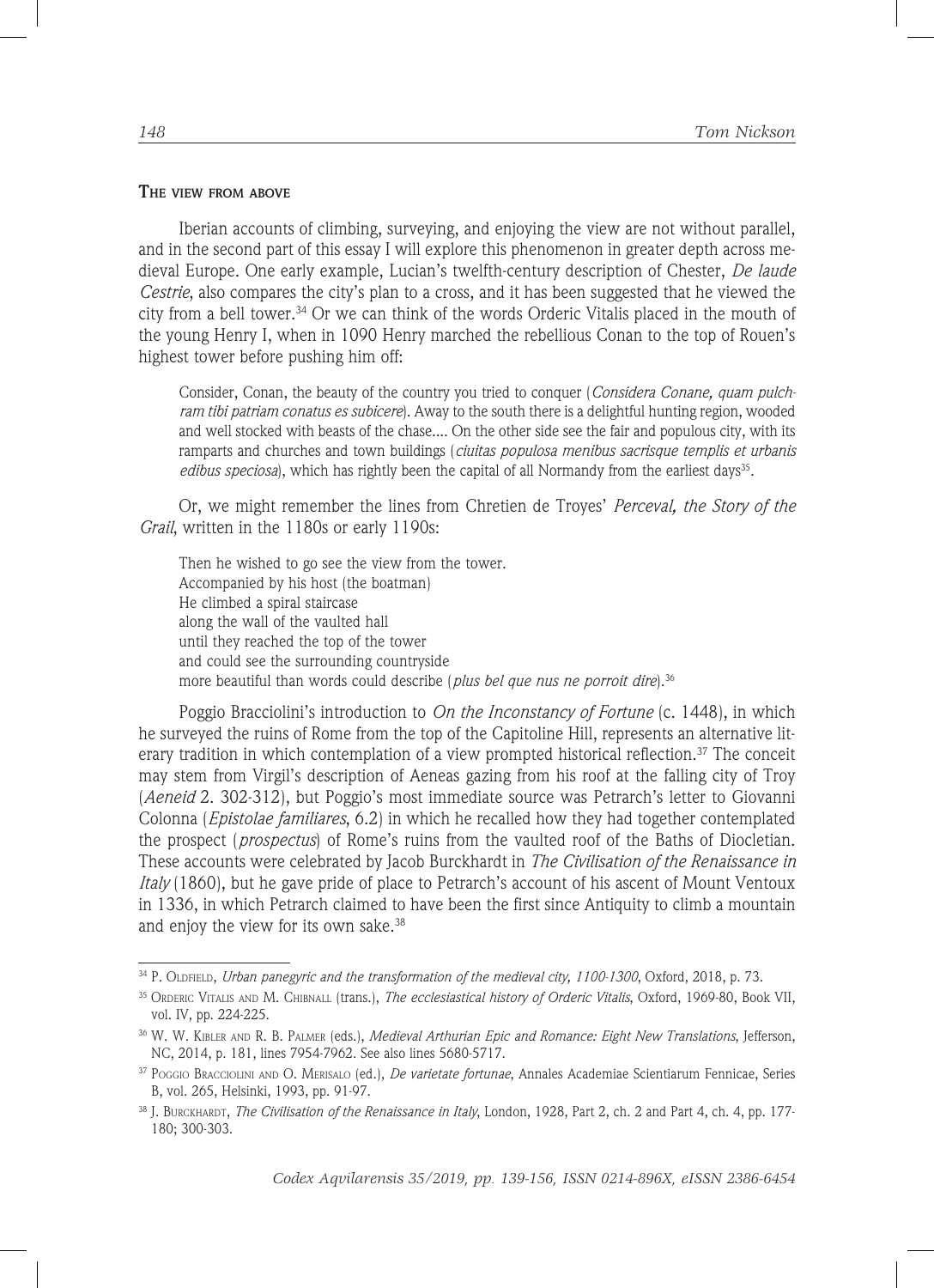## The view from above

Iberian accounts of climbing, surveying, and enjoying the view are not without parallel, and in the second part of this essay I will explore this phenomenon in greater depth across medieval Europe. One early example, Lucian's twelfth-century description of Chester, *De laude Cestrie*, also compares the city's plan to a cross, and it has been suggested that he viewed the city from a bell tower.[34] Or we can think of the words Orderic Vitalis placed in the mouth of the young Henry I, when in 1090 Henry marched the rebellious Conan to the top of Rouen's highest tower before pushing him off:

> Consider, Conan, the beauty of the country you tried to conquer (*Considera Conane, quam pulchram tibi patriam conatus es subicere*). Away to the south there is a delightful hunting region, wooded and well stocked with beasts of the chase.... On the other side see the fair and populous city, with its ramparts and churches and town buildings (*ciuitas populosa menibus sacrisque templis et urbanis edibus speciosa*), which has rightly been the capital of all Normandy from the earliest days[35].

Or, we might remember the lines from Chretien de Troyes' *Perceval, the Story of the Grail*, written in the 1180s or early 1190s:

> Then he wished to go see the view from the tower.
> Accompanied by his host (the boatman)
> He climbed a spiral staircase
> along the wall of the vaulted hall
> until they reached the top of the tower
> and could see the surrounding countryside
> more beautiful than words could describe (*plus bel que nus ne porroit dire*).[36]

Poggio Bracciolini's introduction to *On the Inconstancy of Fortune* (c. 1448), in which he surveyed the ruins of Rome from the top of the Capitoline Hill, represents an alternative literary tradition in which contemplation of a view prompted historical reflection.[37] The conceit may stem from Virgil's description of Aeneas gazing from his roof at the falling city of Troy (*Aeneid* 2. 302-312), but Poggio's most immediate source was Petrarch's letter to Giovanni Colonna (*Epistolae familiares*, 6.2) in which he recalled how they had together contemplated the prospect (*prospectus*) of Rome's ruins from the vaulted roof of the Baths of Diocletian. These accounts were celebrated by Jacob Burckhardt in *The Civilisation of the Renaissance in Italy* (1860), but he gave pride of place to Petrarch's account of his ascent of Mount Ventoux in 1336, in which Petrarch claimed to have been the first since Antiquity to climb a mountain and enjoy the view for its own sake.[38]

---

[34] P. Oldfield, *Urban panegyric and the transformation of the medieval city, 1100-1300*, Oxford, 2018, p. 73.

[35] Orderic Vitalis and M. Chibnall (trans.), *The ecclesiastical history of Orderic Vitalis*, Oxford, 1969-80, Book VII, vol. IV, pp. 224-225.

[36] W. W. Kibler and R. B. Palmer (eds.), *Medieval Arthurian Epic and Romance: Eight New Translations*, Jefferson, NC, 2014, p. 181, lines 7954-7962. See also lines 5680-5717.

[37] Poggio Bracciolini and O. Merisalo (ed.), *De varietate fortunae*, Annales Academiae Scientiarum Fennicae, Series B, vol. 265, Helsinki, 1993, pp. 91-97.

[38] J. Burckhardt, *The Civilisation of the Renaissance in Italy*, London, 1928, Part 2, ch. 2 and Part 4, ch. 4, pp. 177-180; 300-303.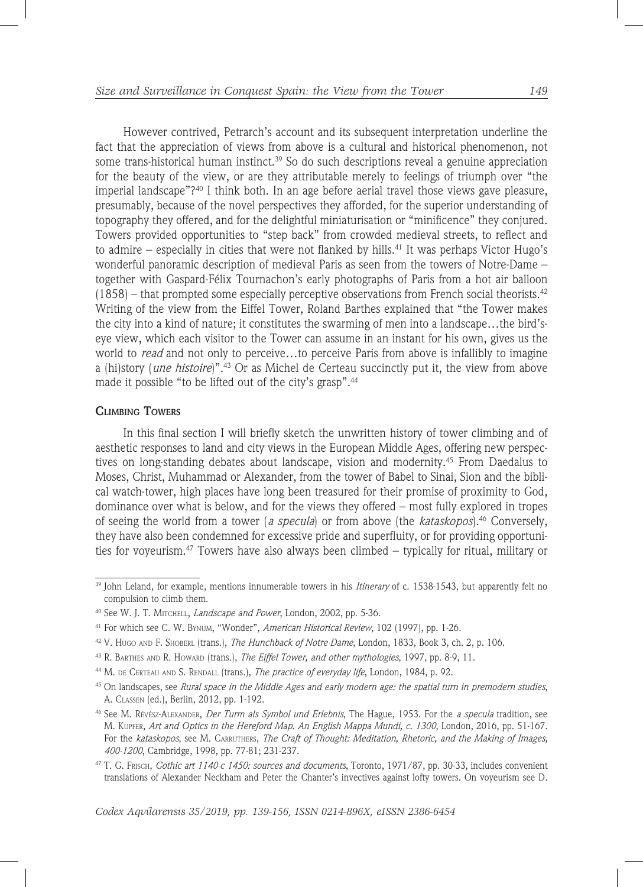However contrived, Petrarch's account and its subsequent interpretation underline the fact that the appreciation of views from above is a cultural and historical phenomenon, not some trans-historical human instinct.[39] So do such descriptions reveal a genuine appreciation for the beauty of the view, or are they attributable merely to feelings of triumph over "the imperial landscape"?[40] I think both. In an age before aerial travel those views gave pleasure, presumably, because of the novel perspectives they afforded, for the superior understanding of topography they offered, and for the delightful miniaturisation or "minificence" they conjured. Towers provided opportunities to "step back" from crowded medieval streets, to reflect and to admire – especially in cities that were not flanked by hills.[41] It was perhaps Victor Hugo's wonderful panoramic description of medieval Paris as seen from the towers of Notre-Dame – together with Gaspard-Félix Tournachon's early photographs of Paris from a hot air balloon (1858) – that prompted some especially perceptive observations from French social theorists.[42] Writing of the view from the Eiffel Tower, Roland Barthes explained that "the Tower makes the city into a kind of nature; it constitutes the swarming of men into a landscape…the bird's-eye view, which each visitor to the Tower can assume in an instant for his own, gives us the world to *read* and not only to perceive…to perceive Paris from above is infallibly to imagine a (hi)story (*une histoire*)".[43] Or as Michel de Certeau succinctly put it, the view from above made it possible "to be lifted out of the city's grasp".[44]

## Climbing Towers

In this final section I will briefly sketch the unwritten history of tower climbing and of aesthetic responses to land and city views in the European Middle Ages, offering new perspectives on long-standing debates about landscape, vision and modernity.[45] From Daedalus to Moses, Christ, Muhammad or Alexander, from the tower of Babel to Sinai, Sion and the biblical watch-tower, high places have long been treasured for their promise of proximity to God, dominance over what is below, and for the views they offered – most fully explored in tropes of seeing the world from a tower (*a specula*) or from above (the *kataskopos*).[46] Conversely, they have also been condemned for excessive pride and superfluity, or for providing opportunities for voyeurism.[47] Towers have also always been climbed – typically for ritual, military or

---

[39] John Leland, for example, mentions innumerable towers in his *Itinerary* of c. 1538-1543, but apparently felt no compulsion to climb them.

[40] See W. J. T. Mitchell, *Landscape and Power*, London, 2002, pp. 5-36.

[41] For which see C. W. Bynum, "Wonder", *American Historical Review*, 102 (1997), pp. 1-26.

[42] V. Hugo and F. Shoberl (trans.), *The Hunchback of Notre-Dame*, London, 1833, Book 3, ch. 2, p. 106.

[43] R. Barthes and R. Howard (trans.), *The Eiffel Tower, and other mythologies*, 1997, pp. 8-9, 11.

[44] M. de Certeau and S. Rendall (trans.), *The practice of everyday life*, London, 1984, p. 92.

[45] On landscapes, see *Rural space in the Middle Ages and early modern age: the spatial turn in premodern studies*, A. Classen (ed.), Berlin, 2012, pp. 1-192.

[46] See M. Révész-Alexander, *Der Turm als Symbol und Erlebnis*, The Hague, 1953. For the *a specula* tradition, see M. Kupfer, *Art and Optics in the Hereford Map. An English Mappa Mundi, c. 1300*, London, 2016, pp. 51-167. For the *kataskopos*, see M. Carruthers, *The Craft of Thought: Meditation, Rhetoric, and the Making of Images, 400-1200*, Cambridge, 1998, pp. 77-81; 231-237.

[47] T. G. Frisch, *Gothic art 1140-c 1450: sources and documents*, Toronto, 1971/87, pp. 30-33, includes convenient translations of Alexander Neckham and Peter the Chanter's invectives against lofty towers. On voyeurism see D.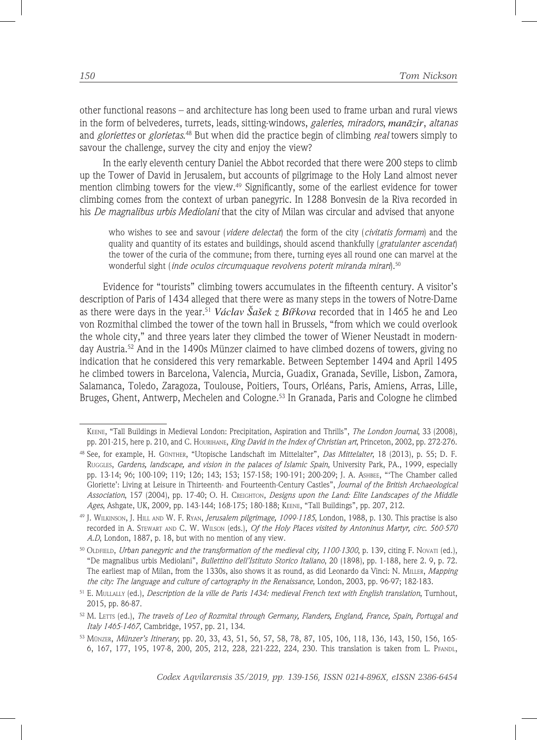other functional reasons – and architecture has long been used to frame urban and rural views in the form of belvederes, turrets, leads, sitting-windows, *galeries*, *miradors*, *manāzir*, *altanas* and *gloriettes* or *glorietas*.[48] But when did the practice begin of climbing *real* towers simply to savour the challenge, survey the city and enjoy the view?

In the early eleventh century Daniel the Abbot recorded that there were 200 steps to climb up the Tower of David in Jerusalem, but accounts of pilgrimage to the Holy Land almost never mention climbing towers for the view.[49] Significantly, some of the earliest evidence for tower climbing comes from the context of urban panegyric. In 1288 Bonvesin de la Riva recorded in his *De magnalibus urbis Mediolani* that the city of Milan was circular and advised that anyone

> who wishes to see and savour (*videre delectat*) the form of the city (*civitatis formam*) and the quality and quantity of its estates and buildings, should ascend thankfully (*gratulanter ascendat*) the tower of the curia of the commune; from there, turning eyes all round one can marvel at the wonderful sight (*inde oculos circumquaque revolvens poterit miranda mirari*).[50]

Evidence for "tourists" climbing towers accumulates in the fifteenth century. A visitor's description of Paris of 1434 alleged that there were as many steps in the towers of Notre-Dame as there were days in the year.[51] *Václav Šašek z Bířkova* recorded that in 1465 he and Leo von Rozmithal climbed the tower of the town hall in Brussels, "from which we could overlook the whole city," and three years later they climbed the tower of Wiener Neustadt in modern-day Austria.[52] And in the 1490s Münzer claimed to have climbed dozens of towers, giving no indication that he considered this very remarkable. Between September 1494 and April 1495 he climbed towers in Barcelona, Valencia, Murcia, Guadix, Granada, Seville, Lisbon, Zamora, Salamanca, Toledo, Zaragoza, Toulouse, Poitiers, Tours, Orléans, Paris, Amiens, Arras, Lille, Bruges, Ghent, Antwerp, Mechelen and Cologne.[53] In Granada, Paris and Cologne he climbed

---

Keene, "Tall Buildings in Medieval London: Precipitation, Aspiration and Thrills", *The London Journal*, 33 (2008), pp. 201-215, here p. 210, and C. Hourihane, *King David in the Index of Christian art*, Princeton, 2002, pp. 272-276.

[48] See, for example, H. Günther, "Utopische Landschaft im Mittelalter", *Das Mittelalter*, 18 (2013), p. 55; D. F. Ruggles, *Gardens, landscape, and vision in the palaces of Islamic Spain*, University Park, PA., 1999, especially pp. 13-14; 96; 100-109; 119; 126; 143; 153; 157-158; 190-191; 200-209; J. A. Ashbee, "'The Chamber called Gloriette': Living at Leisure in Thirteenth- and Fourteenth-Century Castles", *Journal of the British Archaeological Association*, 157 (2004), pp. 17-40; O. H. Creighton, *Designs upon the Land: Elite Landscapes of the Middle Ages*, Ashgate, UK, 2009, pp. 143-144; 168-175; 180-188; Keene, "Tall Buildings", pp. 207, 212.

[49] J. Wilkinson, J. Hill and W. F. Ryan, *Jerusalem pilgrimage, 1099-1185*, London, 1988, p. 130. This practise is also recorded in A. Stewart and C. W. Wilson (eds.), *Of the Holy Places visited by Antoninus Martyr, circ. 560-570 A.D*, London, 1887, p. 18, but with no mention of any view.

[50] Oldfield, *Urban panegyric and the transformation of the medieval city, 1100-1300*, p. 139, citing F. Novati (ed.), "De magnalibus urbis Mediolani", *Bullettino dell'Istituto Storico Italiano*, 20 (1898), pp. 1-188, here 2. 9, p. 72. The earliest map of Milan, from the 1330s, also shows it as round, as did Leonardo da Vinci: N. Miller, *Mapping the city: The language and culture of cartography in the Renaissance*, London, 2003, pp. 96-97; 182-183.

[51] E. Mullally (ed.), *Description de la ville de Paris 1434: medieval French text with English translation*, Turnhout, 2015, pp. 86-87.

[52] M. Letts (ed.), *The travels of Leo of Rozmital through Germany, Flanders, England, France, Spain, Portugal and Italy 1465-1467*, Cambridge, 1957, pp. 21, 134.

[53] Münzer, *Münzer's Itinerary*, pp. 20, 33, 43, 51, 56, 57, 58, 78, 87, 105, 106, 118, 136, 143, 150, 156, 165-6, 167, 177, 195, 197-8, 200, 205, 212, 228, 221-222, 224, 230. This translation is taken from L. Pfandl,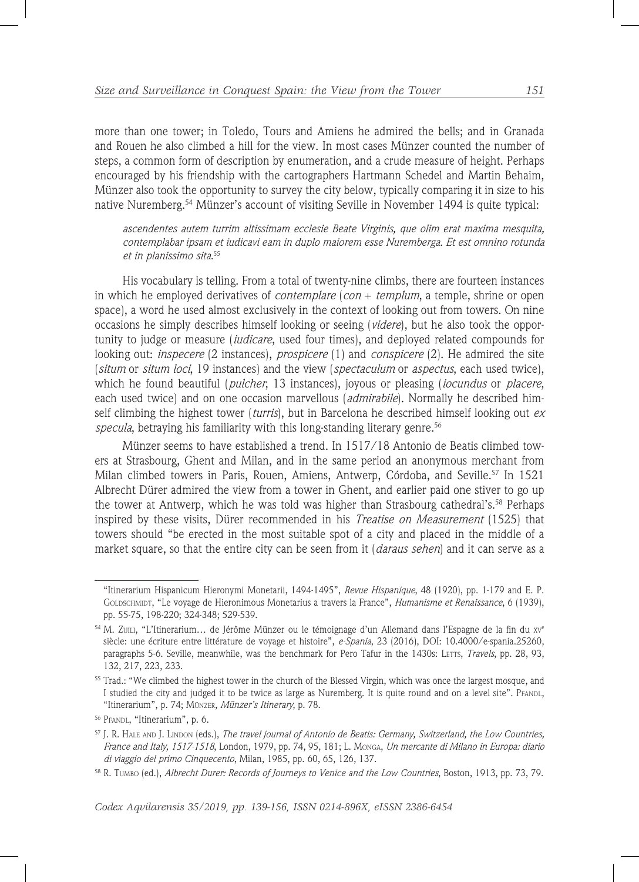more than one tower; in Toledo, Tours and Amiens he admired the bells; and in Granada and Rouen he also climbed a hill for the view. In most cases Münzer counted the number of steps, a common form of description by enumeration, and a crude measure of height. Perhaps encouraged by his friendship with the cartographers Hartmann Schedel and Martin Behaim, Münzer also took the opportunity to survey the city below, typically comparing it in size to his native Nuremberg.[54] Münzer's account of visiting Seville in November 1494 is quite typical:

> *ascendentes autem turrim altissimam ecclesie Beate Virginis, que olim erat maxima mesquita, contemplabar ipsam et iudicavi eam in duplo maiorem esse Nuremberga. Et est omnino rotunda et in planissimo sita.*[55]

His vocabulary is telling. From a total of twenty-nine climbs, there are fourteen instances in which he employed derivatives of *contemplare* (*con* + *templum*, a temple, shrine or open space), a word he used almost exclusively in the context of looking out from towers. On nine occasions he simply describes himself looking or seeing (*videre*), but he also took the opportunity to judge or measure (*iudicare*, used four times), and deployed related compounds for looking out: *inspecere* (2 instances), *prospicere* (1) and *conspicere* (2). He admired the site (*situm* or *situm loci*, 19 instances) and the view (*spectaculum* or *aspectus*, each used twice), which he found beautiful (*pulcher*, 13 instances), joyous or pleasing (*iocundus* or *placere*, each used twice) and on one occasion marvellous (*admirabile*). Normally he described himself climbing the highest tower (*turris*), but in Barcelona he described himself looking out *ex specula*, betraying his familiarity with this long-standing literary genre.[56]

Münzer seems to have established a trend. In 1517/18 Antonio de Beatis climbed towers at Strasbourg, Ghent and Milan, and in the same period an anonymous merchant from Milan climbed towers in Paris, Rouen, Amiens, Antwerp, Córdoba, and Seville.[57] In 1521 Albrecht Dürer admired the view from a tower in Ghent, and earlier paid one stiver to go up the tower at Antwerp, which he was told was higher than Strasbourg cathedral's.[58] Perhaps inspired by these visits, Dürer recommended in his *Treatise on Measurement* (1525) that towers should "be erected in the most suitable spot of a city and placed in the middle of a market square, so that the entire city can be seen from it (*daraus sehen*) and it can serve as a

---

"Itinerarium Hispanicum Hieronymi Monetarii, 1494-1495", *Revue Hispanique*, 48 (1920), pp. 1-179 and E. P. Goldschmidt, "Le voyage de Hieronimous Monetarius a travers la France", *Humanisme et Renaissance*, 6 (1939), pp. 55-75, 198-220; 324-348; 529-539.

[54] M. Zuili, "L'Itinerarium… de Jérôme Münzer ou le témoignage d'un Allemand dans l'Espagne de la fin du xv[e] siècle: une écriture entre littérature de voyage et histoire", *e-Spania*, 23 (2016), DOI: 10.4000/e-spania.25260, paragraphs 5-6. Seville, meanwhile, was the benchmark for Pero Tafur in the 1430s: Letts, *Travels*, pp. 28, 93, 132, 217, 223, 233.

[55] Trad.: "We climbed the highest tower in the church of the Blessed Virgin, which was once the largest mosque, and I studied the city and judged it to be twice as large as Nuremberg. It is quite round and on a level site". Pfandl, "Itinerarium", p. 74; Münzer, *Münzer's Itinerary*, p. 78.

[56] Pfandl, "Itinerarium", p. 6.

[57] J. R. Hale and J. Lindon (eds.), *The travel journal of Antonio de Beatis: Germany, Switzerland, the Low Countries, France and Italy, 1517-1518*, London, 1979, pp. 74, 95, 181; L. Monga, *Un mercante di Milano in Europa: diario di viaggio del primo Cinquecento*, Milan, 1985, pp. 60, 65, 126, 137.

[58] R. Tumbo (ed.), *Albrecht Durer: Records of Journeys to Venice and the Low Countries*, Boston, 1913, pp. 73, 79.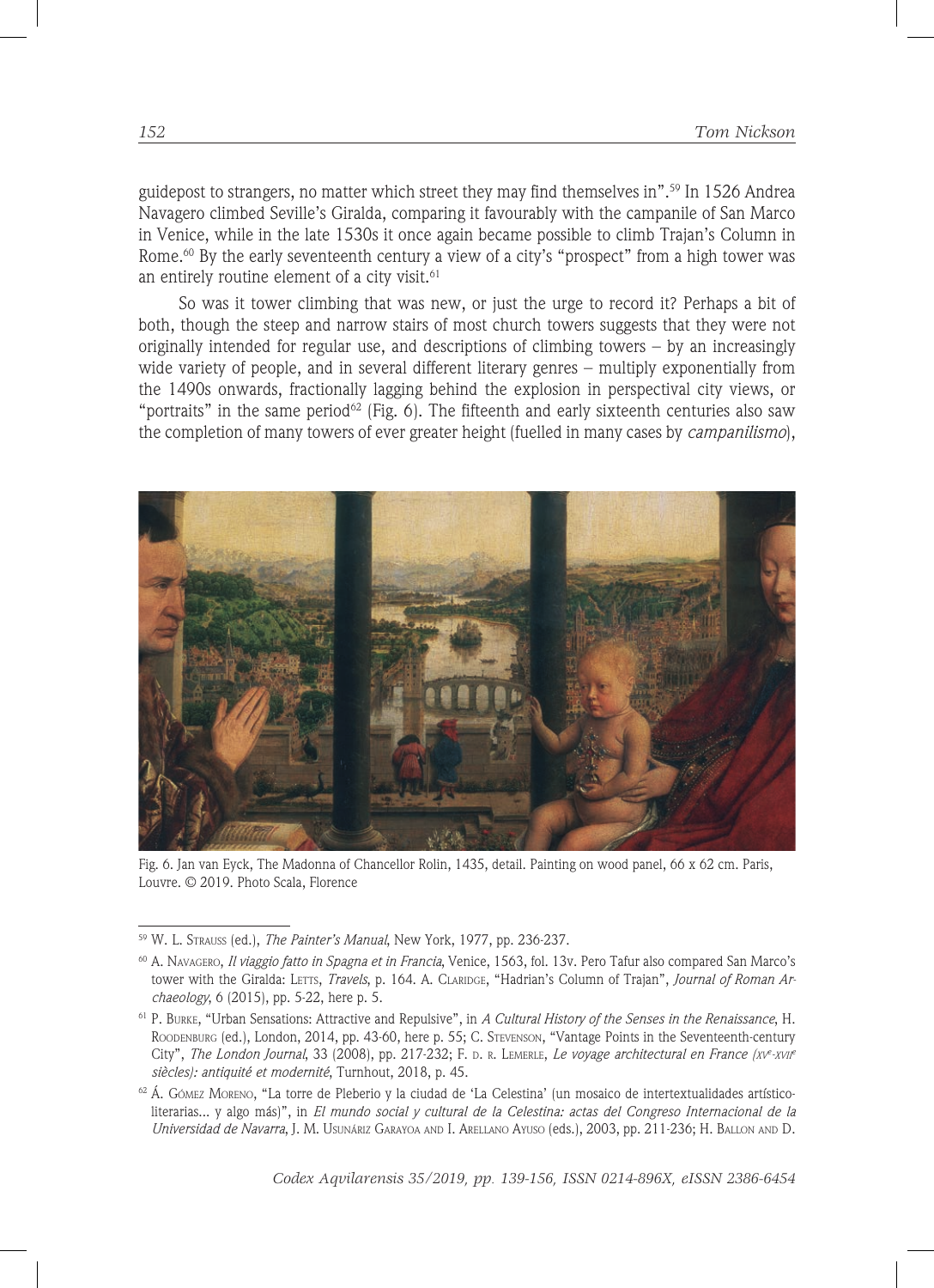guidepost to strangers, no matter which street they may find themselves in".[59] In 1526 Andrea Navagero climbed Seville's Giralda, comparing it favourably with the campanile of San Marco in Venice, while in the late 1530s it once again became possible to climb Trajan's Column in Rome.[60] By the early seventeenth century a view of a city's "prospect" from a high tower was an entirely routine element of a city visit.[61]

So was it tower climbing that was new, or just the urge to record it? Perhaps a bit of both, though the steep and narrow stairs of most church towers suggests that they were not originally intended for regular use, and descriptions of climbing towers – by an increasingly wide variety of people, and in several different literary genres – multiply exponentially from the 1490s onwards, fractionally lagging behind the explosion in perspectival city views, or "portraits" in the same period[62] (Fig. 6). The fifteenth and early sixteenth centuries also saw the completion of many towers of ever greater height (fuelled in many cases by *campanilismo*),

Fig. 6. Jan van Eyck, The Madonna of Chancellor Rolin, 1435, detail. Painting on wood panel, 66 x 62 cm. Paris, Louvre. © 2019. Photo Scala, Florence

---

[59] W. L. Strauss (ed.), *The Painter's Manual*, New York, 1977, pp. 236-237.

[60] A. Navagero, *Il viaggio fatto in Spagna et in Francia*, Venice, 1563, fol. 13v. Pero Tafur also compared San Marco's tower with the Giralda: Letts, *Travels*, p. 164. A. Claridge, "Hadrian's Column of Trajan", *Journal of Roman Archaeology*, 6 (2015), pp. 5-22, here p. 5.

[61] P. Burke, "Urban Sensations: Attractive and Repulsive", in *A Cultural History of the Senses in the Renaissance*, H. Roodenburg (ed.), London, 2014, pp. 43-60, here p. 55; C. Stevenson, "Vantage Points in the Seventeenth-century City", *The London Journal*, 33 (2008), pp. 217-232; F. d. r. Lemerle, *Le voyage architectural en France (xve-xviie siècles): antiquité et modernité*, Turnhout, 2018, p. 45.

[62] Á. Gómez Moreno, "La torre de Pleberio y la ciudad de 'La Celestina' (un mosaico de intertextualidades artístico-literarias... y algo más)", in *El mundo social y cultural de la Celestina: actas del Congreso Internacional de la Universidad de Navarra*, J. M. Usunáriz Garayoa and I. Arellano Ayuso (eds.), 2003, pp. 211-236; H. Ballon and D.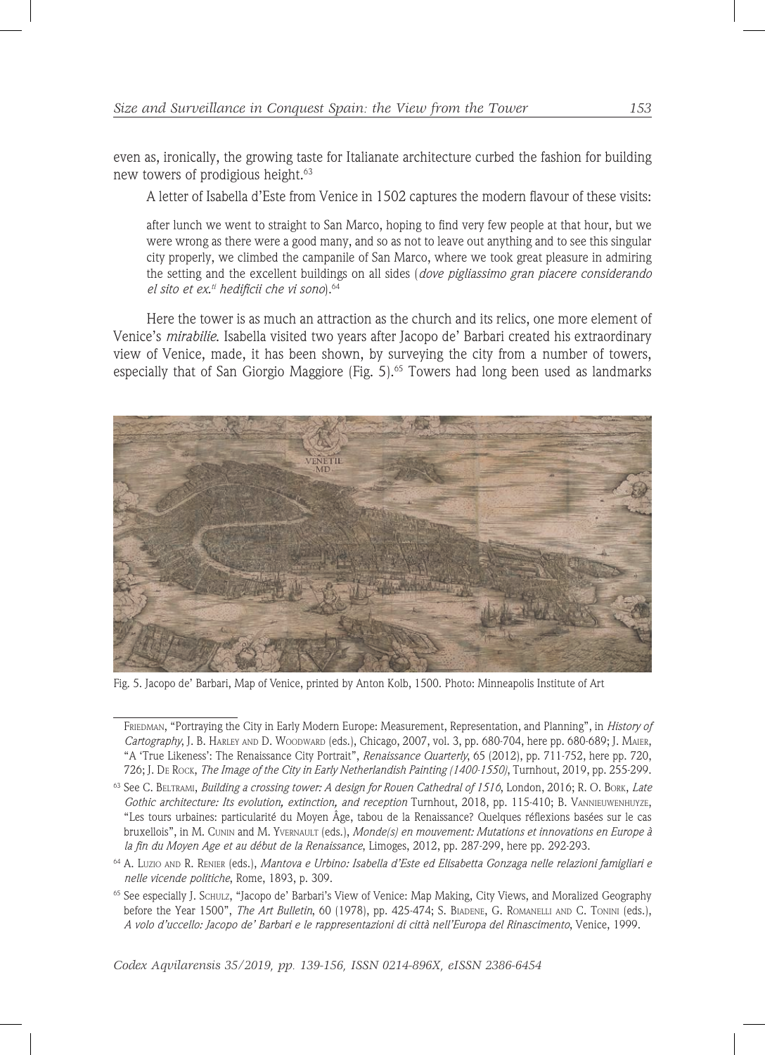even as, ironically, the growing taste for Italianate architecture curbed the fashion for building new towers of prodigious height.[63]

A letter of Isabella d'Este from Venice in 1502 captures the modern flavour of these visits:

> after lunch we went to straight to San Marco, hoping to find very few people at that hour, but we were wrong as there were a good many, and so as not to leave out anything and to see this singular city properly, we climbed the campanile of San Marco, where we took great pleasure in admiring the setting and the excellent buildings on all sides (*dove pigliassimo gran piacere considerando el sito et ex.ti hedificii che vi sono*).[64]

Here the tower is as much an attraction as the church and its relics, one more element of Venice's *mirabilie*. Isabella visited two years after Jacopo de' Barbari created his extraordinary view of Venice, made, it has been shown, by surveying the city from a number of towers, especially that of San Giorgio Maggiore (Fig. 5).[65] Towers had long been used as landmarks

Fig. 5. Jacopo de' Barbari, Map of Venice, printed by Anton Kolb, 1500. Photo: Minneapolis Institute of Art

---

Friedman, "Portraying the City in Early Modern Europe: Measurement, Representation, and Planning", in *History of Cartography*, J. B. Harley and D. Woodward (eds.), Chicago, 2007, vol. 3, pp. 680-704, here pp. 680-689; J. Maier, "A 'True Likeness': The Renaissance City Portrait", *Renaissance Quarterly*, 65 (2012), pp. 711-752, here pp. 720, 726; J. De Rock, *The Image of the City in Early Netherlandish Painting (1400-1550)*, Turnhout, 2019, pp. 255-299.

[63] See C. Beltrami, *Building a crossing tower: A design for Rouen Cathedral of 1516*, London, 2016; R. O. Bork, *Late Gothic architecture: Its evolution, extinction, and reception* Turnhout, 2018, pp. 115-410; B. Vannieuwenhuyze, "Les tours urbaines: particularité du Moyen Âge, tabou de la Renaissance? Quelques réflexions basées sur le cas bruxellois", in M. Cunin and M. Yvernault (eds.), *Monde(s) en mouvement: Mutations et innovations en Europe à la fin du Moyen Age et au début de la Renaissance*, Limoges, 2012, pp. 287-299, here pp. 292-293.

[64] A. Luzio and R. Renier (eds.), *Mantova e Urbino: Isabella d'Este ed Elisabetta Gonzaga nelle relazioni famigliari e nelle vicende politiche*, Rome, 1893, p. 309.

[65] See especially J. Schulz, "Jacopo de' Barbari's View of Venice: Map Making, City Views, and Moralized Geography before the Year 1500", *The Art Bulletin*, 60 (1978), pp. 425-474; S. Biadene, G. Romanelli and C. Tonini (eds.), *A volo d'uccello: Jacopo de' Barbari e le rappresentazioni di città nell'Europa del Rinascimento*, Venice, 1999.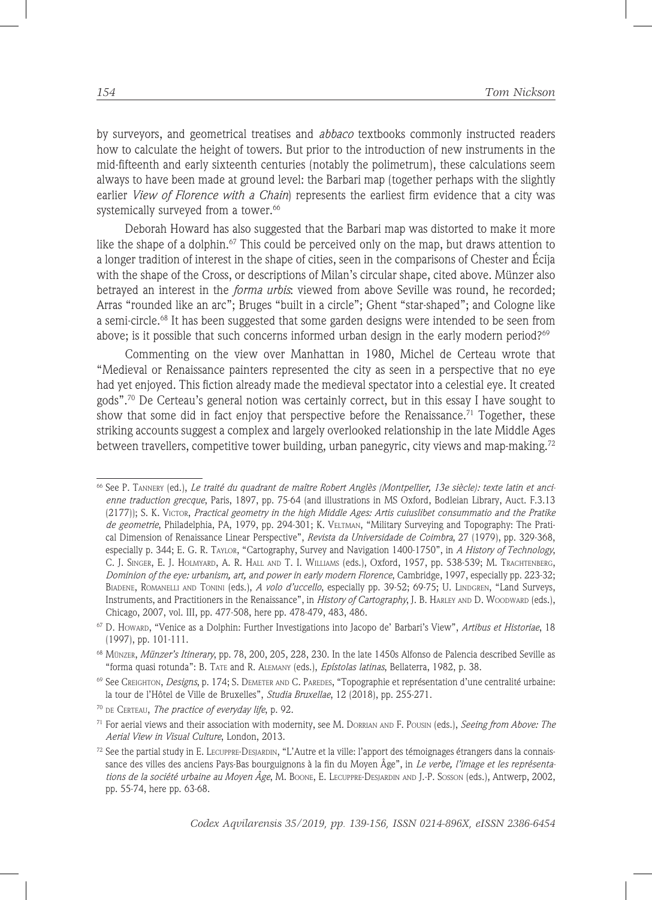by surveyors, and geometrical treatises and *abbaco* textbooks commonly instructed readers how to calculate the height of towers. But prior to the introduction of new instruments in the mid-fifteenth and early sixteenth centuries (notably the polimetrum), these calculations seem always to have been made at ground level: the Barbari map (together perhaps with the slightly earlier *View of Florence with a Chain*) represents the earliest firm evidence that a city was systemically surveyed from a tower.[66]

Deborah Howard has also suggested that the Barbari map was distorted to make it more like the shape of a dolphin.[67] This could be perceived only on the map, but draws attention to a longer tradition of interest in the shape of cities, seen in the comparisons of Chester and Écija with the shape of the Cross, or descriptions of Milan's circular shape, cited above. Münzer also betrayed an interest in the *forma urbis*: viewed from above Seville was round, he recorded; Arras "rounded like an arc"; Bruges "built in a circle"; Ghent "star-shaped"; and Cologne like a semi-circle.[68] It has been suggested that some garden designs were intended to be seen from above; is it possible that such concerns informed urban design in the early modern period?[69]

Commenting on the view over Manhattan in 1980, Michel de Certeau wrote that "Medieval or Renaissance painters represented the city as seen in a perspective that no eye had yet enjoyed. This fiction already made the medieval spectator into a celestial eye. It created gods".[70] De Certeau's general notion was certainly correct, but in this essay I have sought to show that some did in fact enjoy that perspective before the Renaissance.[71] Together, these striking accounts suggest a complex and largely overlooked relationship in the late Middle Ages between travellers, competitive tower building, urban panegyric, city views and map-making.[72]

---

[66] See P. Tannery (ed.), *Le traité du quadrant de maître Robert Anglès (Montpellier, 13e siècle): texte latin et ancienne traduction grecque*, Paris, 1897, pp. 75-64 (and illustrations in MS Oxford, Bodleian Library, Auct. F.3.13 (2177)); S. K. Victor, *Practical geometry in the high Middle Ages: Artis cuiuslibet consummatio and the Pratike de geometrie*, Philadelphia, PA, 1979, pp. 294-301; K. Veltman, "Military Surveying and Topography: The Pratical Dimension of Renaissance Linear Perspective", *Revista da Universidade de Coimbra*, 27 (1979), pp. 329-368, especially p. 344; E. G. R. Taylor, "Cartography, Survey and Navigation 1400-1750", in *A History of Technology*, C. J. Singer, E. J. Holmyard, A. R. Hall and T. I. Williams (eds.), Oxford, 1957, pp. 538-539; M. Trachtenberg, *Dominion of the eye: urbanism, art, and power in early modern Florence*, Cambridge, 1997, especially pp. 223-32; Biadene, Romanelli and Tonini (eds.), *A volo d'uccello*, especially pp. 39-52; 69-75; U. Lindgren, "Land Surveys, Instruments, and Practitioners in the Renaissance", in *History of Cartography*, J. B. Harley and D. Woodward (eds.), Chicago, 2007, vol. III, pp. 477-508, here pp. 478-479, 483, 486.

[67] D. Howard, "Venice as a Dolphin: Further Investigations into Jacopo de' Barbari's View", *Artibus et Historiae*, 18 (1997), pp. 101-111.

[68] Münzer, *Münzer's Itinerary*, pp. 78, 200, 205, 228, 230. In the late 1450s Alfonso de Palencia described Seville as "forma quasi rotunda": B. Tate and R. Alemany (eds.), *Epístolas latinas*, Bellaterra, 1982, p. 38.

[69] See Creighton, *Designs*, p. 174; S. Demeter and C. Paredes, "Topographie et représentation d'une centralité urbaine: la tour de l'Hôtel de Ville de Bruxelles", *Studia Bruxellae*, 12 (2018), pp. 255-271.

[70] de Certeau, *The practice of everyday life*, p. 92.

[71] For aerial views and their association with modernity, see M. Dorrian and F. Pousin (eds.), *Seeing from Above: The Aerial View in Visual Culture*, London, 2013.

[72] See the partial study in E. Lecuppre-Desjardin, "L'Autre et la ville: l'apport des témoignages étrangers dans la connaissance des villes des anciens Pays-Bas bourguignons à la fin du Moyen Âge", in *Le verbe, l'image et les représentations de la société urbaine au Moyen Âge*, M. Boone, E. Lecuppre-Desjardin and J.-P. Sosson (eds.), Antwerp, 2002, pp. 55-74, here pp. 63-68.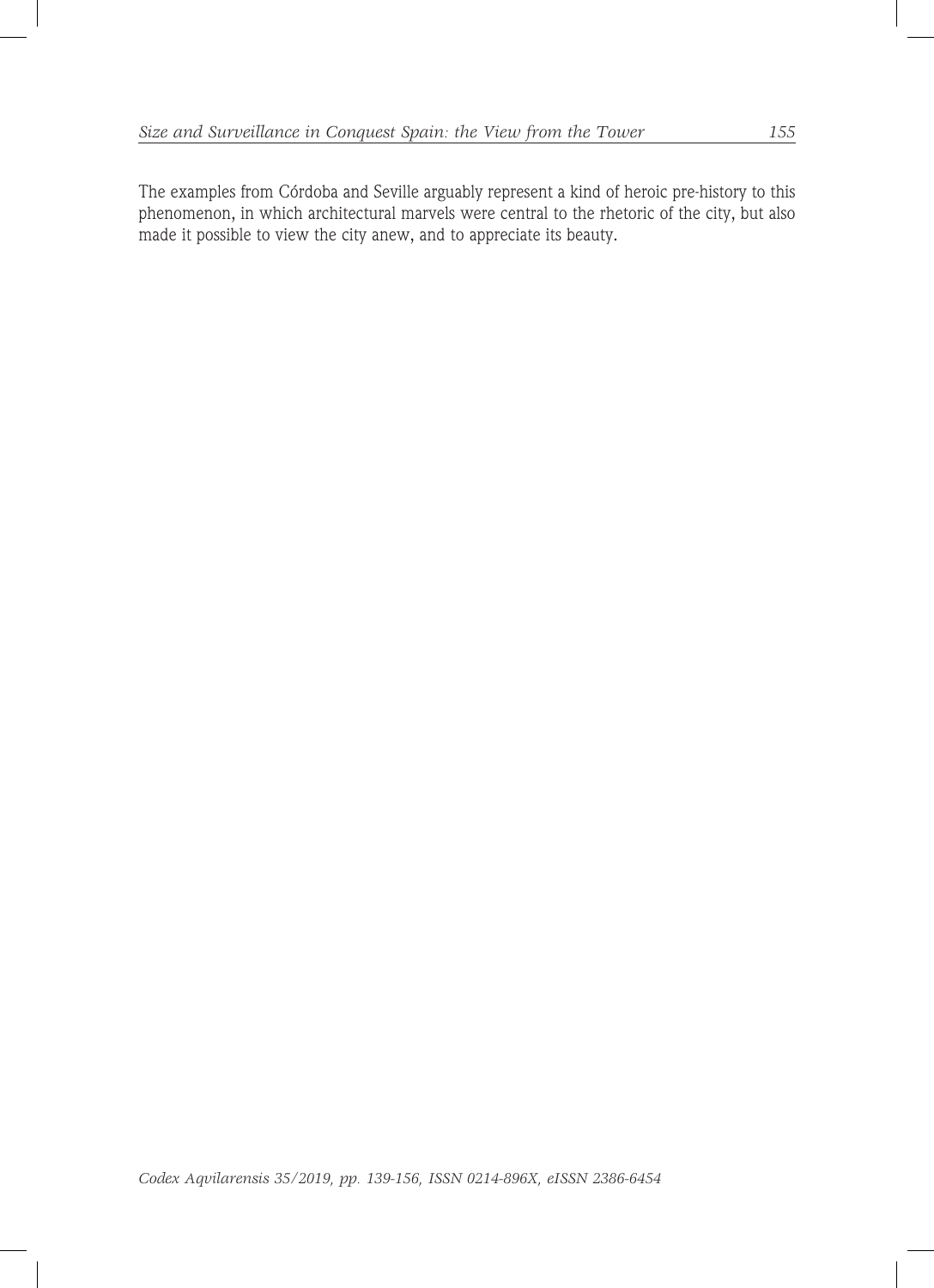The examples from Córdoba and Seville arguably represent a kind of heroic pre-history to this phenomenon, in which architectural marvels were central to the rhetoric of the city, but also made it possible to view the city anew, and to appreciate its beauty.